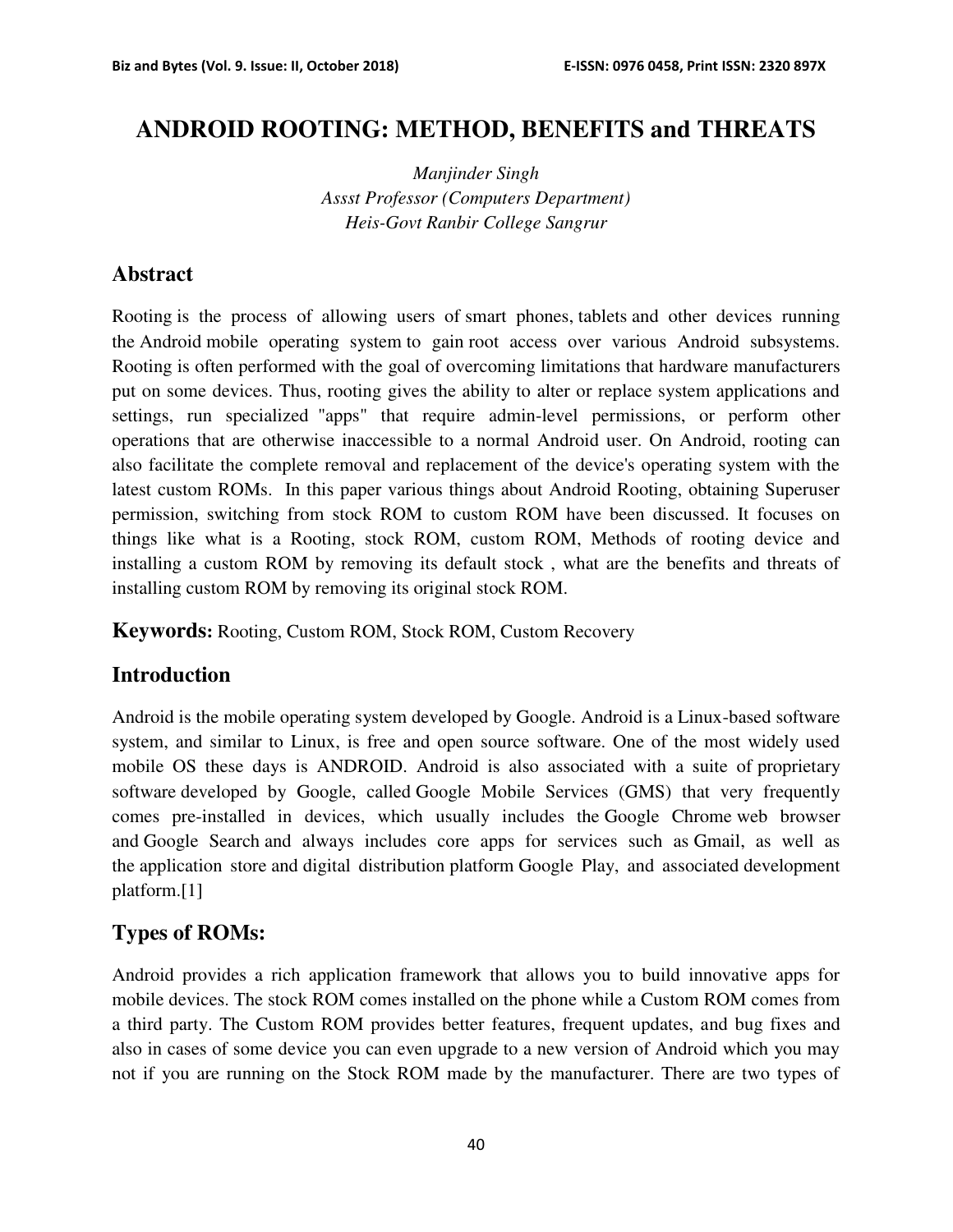# ANDROID ROOTING: METHOD, BENEFITS and THREATS

*Manjinder Singh*
*Assst Professor (Computers Department)*
*Heis-Govt Ranbir College Sangrur*

## Abstract

Rooting is the process of allowing users of smart phones, tablets and other devices running the Android mobile operating system to gain root access over various Android subsystems. Rooting is often performed with the goal of overcoming limitations that hardware manufacturers put on some devices. Thus, rooting gives the ability to alter or replace system applications and settings, run specialized "apps" that require admin-level permissions, or perform other operations that are otherwise inaccessible to a normal Android user. On Android, rooting can also facilitate the complete removal and replacement of the device's operating system with the latest custom ROMs. In this paper various things about Android Rooting, obtaining Superuser permission, switching from stock ROM to custom ROM have been discussed. It focuses on things like what is a Rooting, stock ROM, custom ROM, Methods of rooting device and installing a custom ROM by removing its default stock , what are the benefits and threats of installing custom ROM by removing its original stock ROM.

**Keywords:** Rooting, Custom ROM, Stock ROM, Custom Recovery

## Introduction

Android is the mobile operating system developed by Google. Android is a Linux-based software system, and similar to Linux, is free and open source software. One of the most widely used mobile OS these days is ANDROID. Android is also associated with a suite of proprietary software developed by Google, called Google Mobile Services (GMS) that very frequently comes pre-installed in devices, which usually includes the Google Chrome web browser and Google Search and always includes core apps for services such as Gmail, as well as the application store and digital distribution platform Google Play, and associated development platform.[1]

## Types of ROMs:

Android provides a rich application framework that allows you to build innovative apps for mobile devices. The stock ROM comes installed on the phone while a Custom ROM comes from a third party. The Custom ROM provides better features, frequent updates, and bug fixes and also in cases of some device you can even upgrade to a new version of Android which you may not if you are running on the Stock ROM made by the manufacturer. There are two types of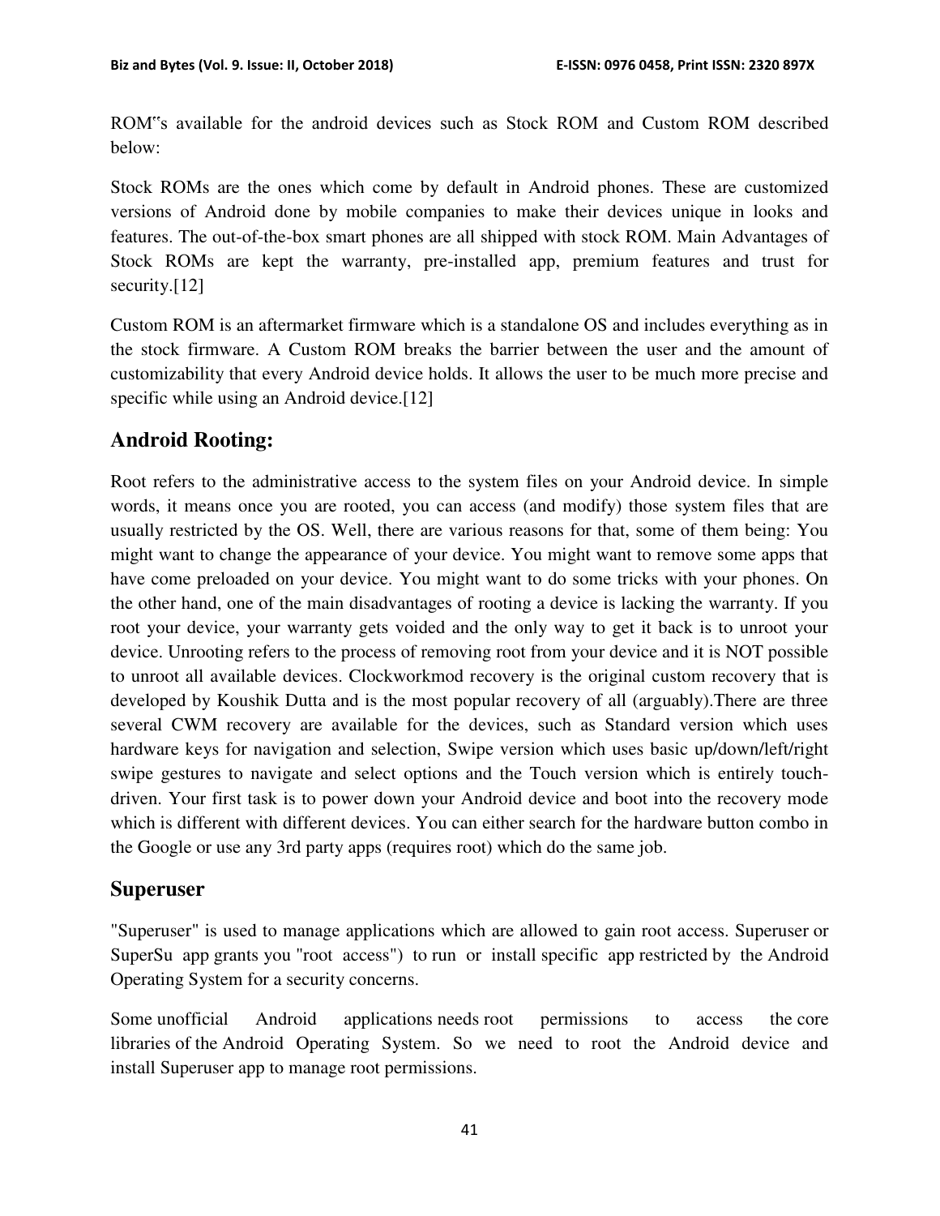ROM"s available for the android devices such as Stock ROM and Custom ROM described below:

Stock ROMs are the ones which come by default in Android phones. These are customized versions of Android done by mobile companies to make their devices unique in looks and features. The out-of-the-box smart phones are all shipped with stock ROM. Main Advantages of Stock ROMs are kept the warranty, pre-installed app, premium features and trust for security.[12]

Custom ROM is an aftermarket firmware which is a standalone OS and includes everything as in the stock firmware. A Custom ROM breaks the barrier between the user and the amount of customizability that every Android device holds. It allows the user to be much more precise and specific while using an Android device.[12]

## Android Rooting:

Root refers to the administrative access to the system files on your Android device. In simple words, it means once you are rooted, you can access (and modify) those system files that are usually restricted by the OS. Well, there are various reasons for that, some of them being: You might want to change the appearance of your device. You might want to remove some apps that have come preloaded on your device. You might want to do some tricks with your phones. On the other hand, one of the main disadvantages of rooting a device is lacking the warranty. If you root your device, your warranty gets voided and the only way to get it back is to unroot your device. Unrooting refers to the process of removing root from your device and it is NOT possible to unroot all available devices. Clockworkmod recovery is the original custom recovery that is developed by Koushik Dutta and is the most popular recovery of all (arguably).There are three several CWM recovery are available for the devices, such as Standard version which uses hardware keys for navigation and selection, Swipe version which uses basic up/down/left/right swipe gestures to navigate and select options and the Touch version which is entirely touch-driven. Your first task is to power down your Android device and boot into the recovery mode which is different with different devices. You can either search for the hardware button combo in the Google or use any 3rd party apps (requires root) which do the same job.

## Superuser

"Superuser" is used to manage applications which are allowed to gain root access. Superuser or SuperSu app grants you "root access") to run or install specific app restricted by the Android Operating System for a security concerns.

Some unofficial Android applications needs root permissions to access the core libraries of the Android Operating System. So we need to root the Android device and install Superuser app to manage root permissions.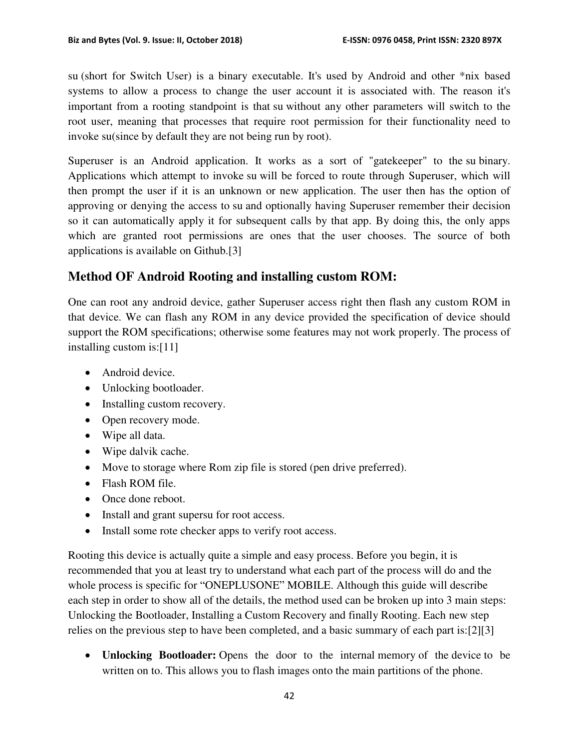su (short for Switch User) is a binary executable. It's used by Android and other *nix based systems to allow a process to change the user account it is associated with. The reason it's important from a rooting standpoint is that su without any other parameters will switch to the root user, meaning that processes that require root permission for their functionality need to invoke su(since by default they are not being run by root).

Superuser is an Android application. It works as a sort of "gatekeeper" to the su binary. Applications which attempt to invoke su will be forced to route through Superuser, which will then prompt the user if it is an unknown or new application. The user then has the option of approving or denying the access to su and optionally having Superuser remember their decision so it can automatically apply it for subsequent calls by that app. By doing this, the only apps which are granted root permissions are ones that the user chooses. The source of both applications is available on Github.[3]

## Method OF Android Rooting and installing custom ROM:

One can root any android device, gather Superuser access right then flash any custom ROM in that device. We can flash any ROM in any device provided the specification of device should support the ROM specifications; otherwise some features may not work properly. The process of installing custom is:[11]

- Android device.
- Unlocking bootloader.
- Installing custom recovery.
- Open recovery mode.
- Wipe all data.
- Wipe dalvik cache.
- Move to storage where Rom zip file is stored (pen drive preferred).
- Flash ROM file.
- Once done reboot.
- Install and grant supersu for root access.
- Install some rote checker apps to verify root access.

Rooting this device is actually quite a simple and easy process. Before you begin, it is recommended that you at least try to understand what each part of the process will do and the whole process is specific for "ONEPLUSONE" MOBILE. Although this guide will describe each step in order to show all of the details, the method used can be broken up into 3 main steps: Unlocking the Bootloader, Installing a Custom Recovery and finally Rooting. Each new step relies on the previous step to have been completed, and a basic summary of each part is:[2][3]

- **Unlocking Bootloader:** Opens the door to the internal memory of the device to be written on to. This allows you to flash images onto the main partitions of the phone.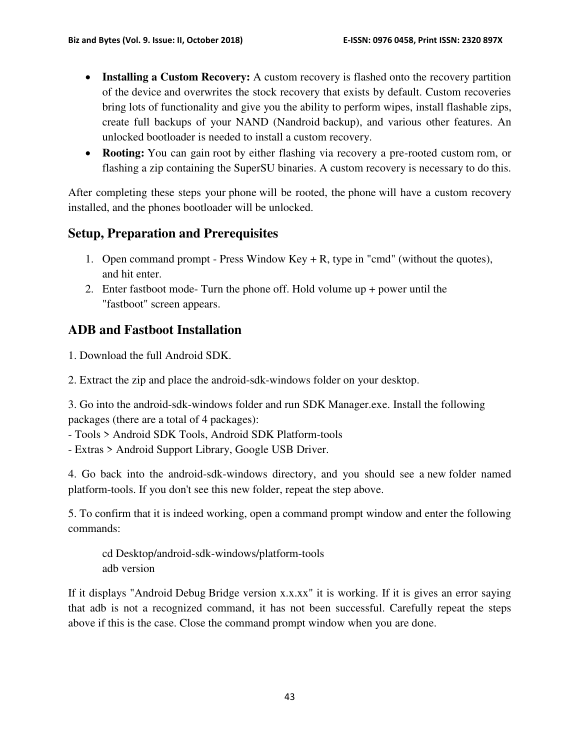- **Installing a Custom Recovery:** A custom recovery is flashed onto the recovery partition of the device and overwrites the stock recovery that exists by default. Custom recoveries bring lots of functionality and give you the ability to perform wipes, install flashable zips, create full backups of your NAND (Nandroid backup), and various other features. An unlocked bootloader is needed to install a custom recovery.
- **Rooting:** You can gain root by either flashing via recovery a pre-rooted custom rom, or flashing a zip containing the SuperSU binaries. A custom recovery is necessary to do this.

After completing these steps your phone will be rooted, the phone will have a custom recovery installed, and the phones bootloader will be unlocked.

## Setup, Preparation and Prerequisites

1. Open command prompt - Press Window Key + R, type in "cmd" (without the quotes), and hit enter.
2. Enter fastboot mode- Turn the phone off. Hold volume up + power until the "fastboot" screen appears.

## ADB and Fastboot Installation

1. Download the full Android SDK.

2. Extract the zip and place the android-sdk-windows folder on your desktop.

3. Go into the android-sdk-windows folder and run SDK Manager.exe. Install the following packages (there are a total of 4 packages):
- Tools > Android SDK Tools, Android SDK Platform-tools
- Extras > Android Support Library, Google USB Driver.

4. Go back into the android-sdk-windows directory, and you should see a new folder named platform-tools. If you don't see this new folder, repeat the step above.

5. To confirm that it is indeed working, open a command prompt window and enter the following commands:

```
cd Desktop/android-sdk-windows/platform-tools
adb version
```

If it displays "Android Debug Bridge version x.x.xx" it is working. If it is gives an error saying that adb is not a recognized command, it has not been successful. Carefully repeat the steps above if this is the case. Close the command prompt window when you are done.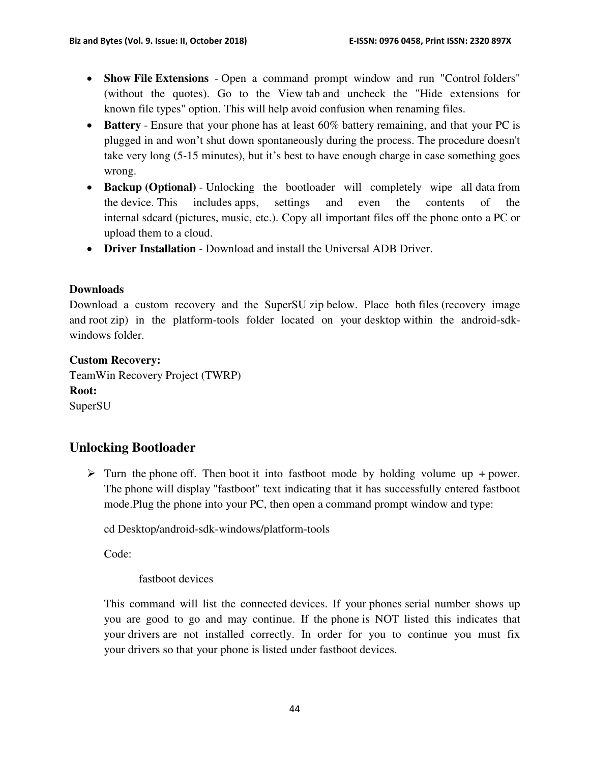- **Show File Extensions** - Open a command prompt window and run "Control folders" (without the quotes). Go to the View tab and uncheck the "Hide extensions for known file types" option. This will help avoid confusion when renaming files.
- **Battery** - Ensure that your phone has at least 60% battery remaining, and that your PC is plugged in and won't shut down spontaneously during the process. The procedure doesn't take very long (5-15 minutes), but it's best to have enough charge in case something goes wrong.
- **Backup (Optional)** - Unlocking the bootloader will completely wipe all data from the device. This includes apps, settings and even the contents of the internal sdcard (pictures, music, etc.). Copy all important files off the phone onto a PC or upload them to a cloud.
- **Driver Installation** - Download and install the Universal ADB Driver.

**Downloads**

Download a custom recovery and the SuperSU zip below. Place both files (recovery image and root zip) in the platform-tools folder located on your desktop within the android-sdk-windows folder.

**Custom Recovery:**

TeamWin Recovery Project (TWRP)

**Root:**

SuperSU

## Unlocking Bootloader

- Turn the phone off. Then boot it into fastboot mode by holding volume up + power. The phone will display "fastboot" text indicating that it has successfully entered fastboot mode.Plug the phone into your PC, then open a command prompt window and type:

  cd Desktop/android-sdk-windows/platform-tools

  Code:

  ```
  fastboot devices
  ```

  This command will list the connected devices. If your phones serial number shows up you are good to go and may continue. If the phone is NOT listed this indicates that your drivers are not installed correctly. In order for you to continue you must fix your drivers so that your phone is listed under fastboot devices.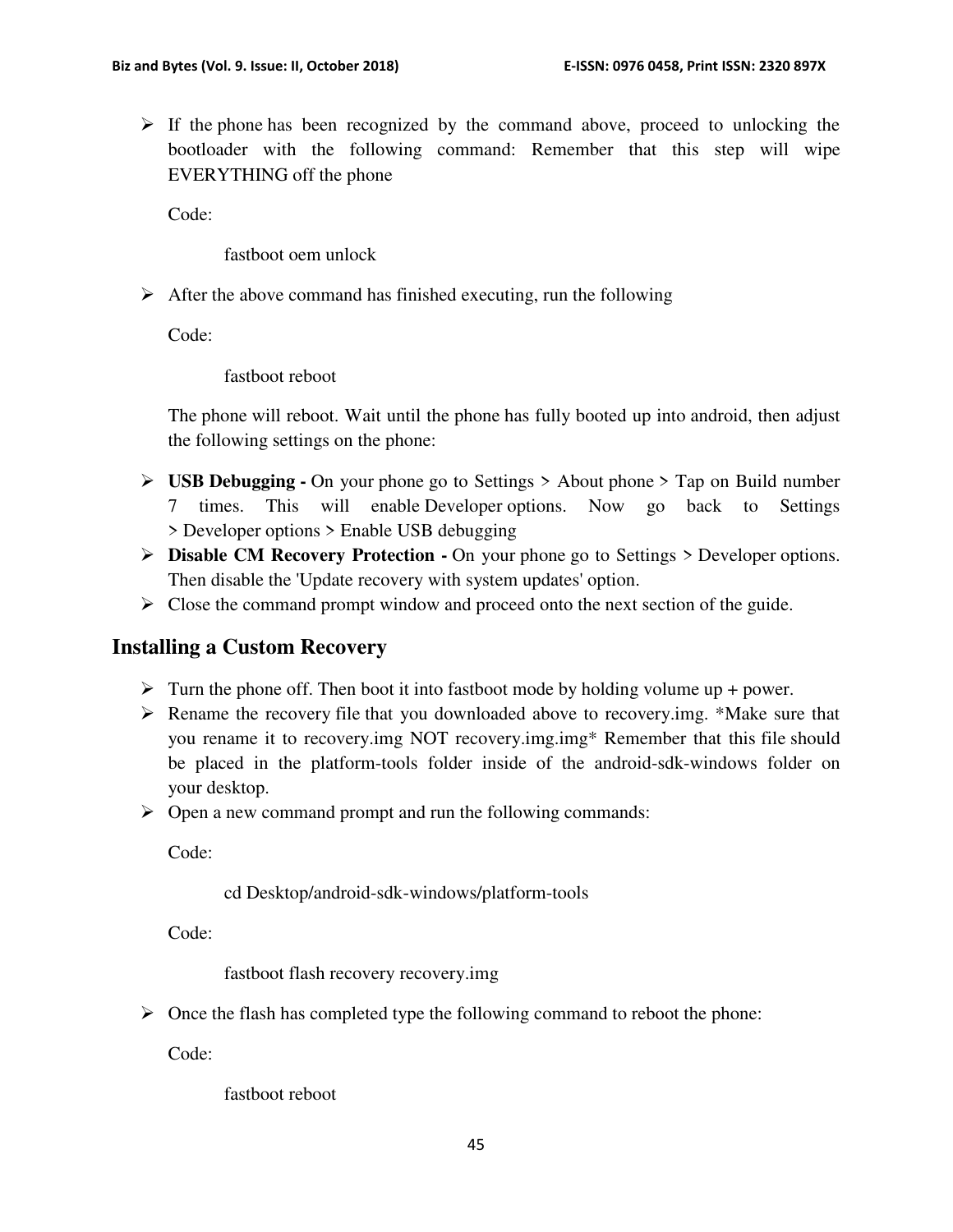- If the phone has been recognized by the command above, proceed to unlocking the bootloader with the following command: Remember that this step will wipe EVERYTHING off the phone

  Code:

  ```
  fastboot oem unlock
  ```

- After the above command has finished executing, run the following

  Code:

  ```
  fastboot reboot
  ```

  The phone will reboot. Wait until the phone has fully booted up into android, then adjust the following settings on the phone:

- **USB Debugging -** On your phone go to Settings > About phone > Tap on Build number 7 times. This will enable Developer options. Now go back to Settings > Developer options > Enable USB debugging
- **Disable CM Recovery Protection -** On your phone go to Settings > Developer options. Then disable the 'Update recovery with system updates' option.
- Close the command prompt window and proceed onto the next section of the guide.

## Installing a Custom Recovery

- Turn the phone off. Then boot it into fastboot mode by holding volume up + power.
- Rename the recovery file that you downloaded above to recovery.img. *Make sure that you rename it to recovery.img NOT recovery.img.img* Remember that this file should be placed in the platform-tools folder inside of the android-sdk-windows folder on your desktop.
- Open a new command prompt and run the following commands:

  Code:

  ```
  cd Desktop/android-sdk-windows/platform-tools
  ```

  Code:

  ```
  fastboot flash recovery recovery.img
  ```

- Once the flash has completed type the following command to reboot the phone:

  Code:

  ```
  fastboot reboot
  ```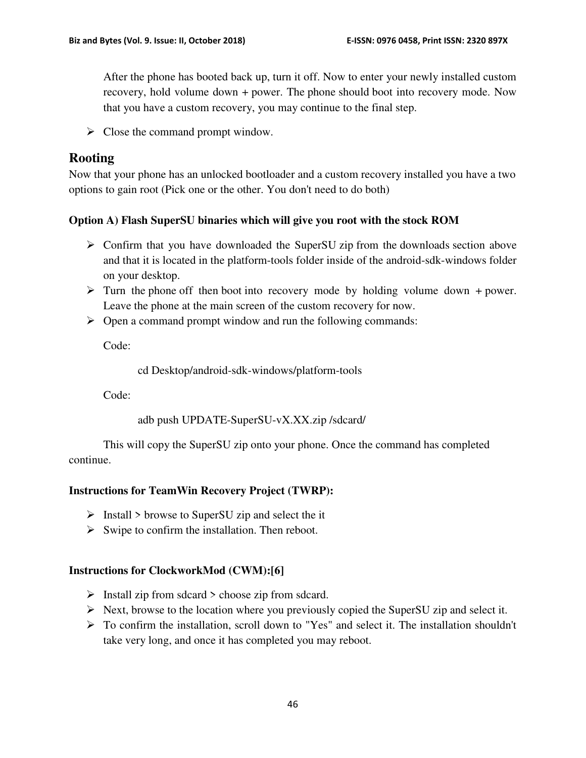After the phone has booted back up, turn it off. Now to enter your newly installed custom recovery, hold volume down + power. The phone should boot into recovery mode. Now that you have a custom recovery, you may continue to the final step.

- Close the command prompt window.

## Rooting

Now that your phone has an unlocked bootloader and a custom recovery installed you have a two options to gain root (Pick one or the other. You don't need to do both)

**Option A) Flash SuperSU binaries which will give you root with the stock ROM**

- Confirm that you have downloaded the SuperSU zip from the downloads section above and that it is located in the platform-tools folder inside of the android-sdk-windows folder on your desktop.
- Turn the phone off then boot into recovery mode by holding volume down + power. Leave the phone at the main screen of the custom recovery for now.
- Open a command prompt window and run the following commands:

Code:

```
cd Desktop/android-sdk-windows/platform-tools
```

Code:

```
adb push UPDATE-SuperSU-vX.XX.zip /sdcard/
```

This will copy the SuperSU zip onto your phone. Once the command has completed continue.

**Instructions for TeamWin Recovery Project (TWRP):**

- Install > browse to SuperSU zip and select the it
- Swipe to confirm the installation. Then reboot.

**Instructions for ClockworkMod (CWM):[6]**

- Install zip from sdcard > choose zip from sdcard.
- Next, browse to the location where you previously copied the SuperSU zip and select it.
- To confirm the installation, scroll down to "Yes" and select it. The installation shouldn't take very long, and once it has completed you may reboot.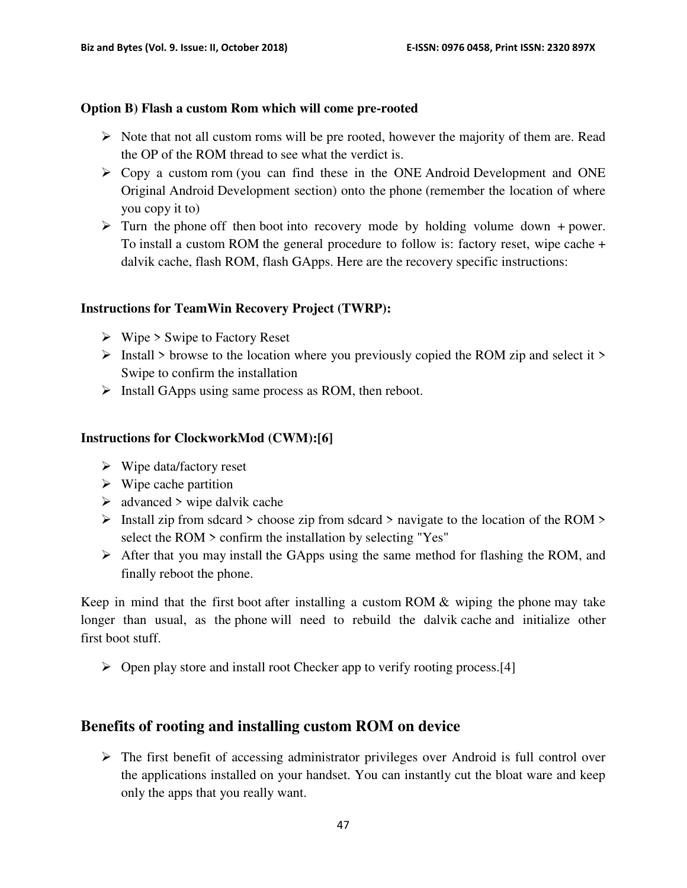**Option B) Flash a custom Rom which will come pre-rooted**

- Note that not all custom roms will be pre rooted, however the majority of them are. Read the OP of the ROM thread to see what the verdict is.
- Copy a custom rom (you can find these in the ONE Android Development and ONE Original Android Development section) onto the phone (remember the location of where you copy it to)
- Turn the phone off then boot into recovery mode by holding volume down + power. To install a custom ROM the general procedure to follow is: factory reset, wipe cache + dalvik cache, flash ROM, flash GApps. Here are the recovery specific instructions:

**Instructions for TeamWin Recovery Project (TWRP):**

- Wipe > Swipe to Factory Reset
- Install > browse to the location where you previously copied the ROM zip and select it > Swipe to confirm the installation
- Install GApps using same process as ROM, then reboot.

**Instructions for ClockworkMod (CWM):[6]**

- Wipe data/factory reset
- Wipe cache partition
- advanced > wipe dalvik cache
- Install zip from sdcard > choose zip from sdcard > navigate to the location of the ROM > select the ROM > confirm the installation by selecting "Yes"
- After that you may install the GApps using the same method for flashing the ROM, and finally reboot the phone.

Keep in mind that the first boot after installing a custom ROM & wiping the phone may take longer than usual, as the phone will need to rebuild the dalvik cache and initialize other first boot stuff.

- Open play store and install root Checker app to verify rooting process.[4]

## Benefits of rooting and installing custom ROM on device

- The first benefit of accessing administrator privileges over Android is full control over the applications installed on your handset. You can instantly cut the bloat ware and keep only the apps that you really want.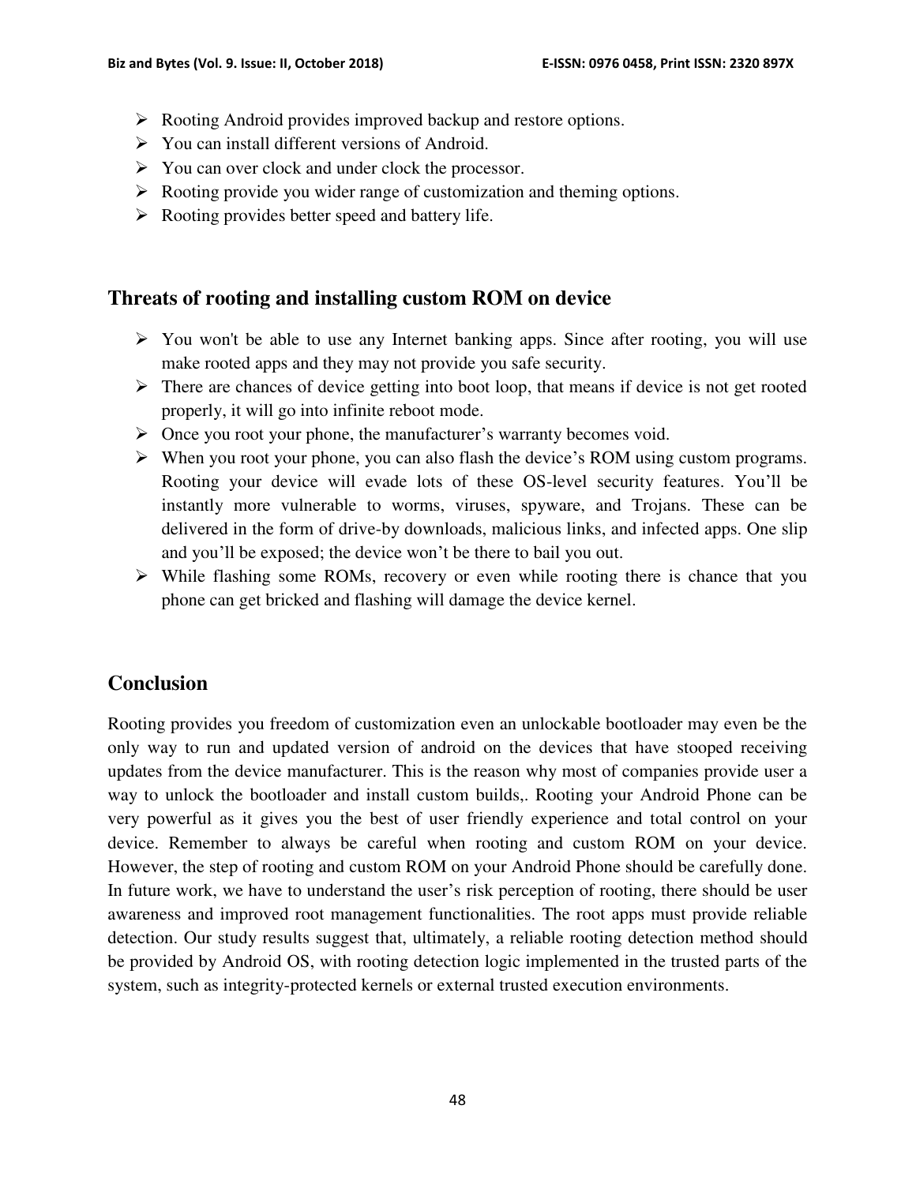- Rooting Android provides improved backup and restore options.
- You can install different versions of Android.
- You can over clock and under clock the processor.
- Rooting provide you wider range of customization and theming options.
- Rooting provides better speed and battery life.

## Threats of rooting and installing custom ROM on device

- You won't be able to use any Internet banking apps. Since after rooting, you will use make rooted apps and they may not provide you safe security.
- There are chances of device getting into boot loop, that means if device is not get rooted properly, it will go into infinite reboot mode.
- Once you root your phone, the manufacturer's warranty becomes void.
- When you root your phone, you can also flash the device's ROM using custom programs. Rooting your device will evade lots of these OS-level security features. You'll be instantly more vulnerable to worms, viruses, spyware, and Trojans. These can be delivered in the form of drive-by downloads, malicious links, and infected apps. One slip and you'll be exposed; the device won't be there to bail you out.
- While flashing some ROMs, recovery or even while rooting there is chance that you phone can get bricked and flashing will damage the device kernel.

## Conclusion

Rooting provides you freedom of customization even an unlockable bootloader may even be the only way to run and updated version of android on the devices that have stooped receiving updates from the device manufacturer. This is the reason why most of companies provide user a way to unlock the bootloader and install custom builds,. Rooting your Android Phone can be very powerful as it gives you the best of user friendly experience and total control on your device. Remember to always be careful when rooting and custom ROM on your device. However, the step of rooting and custom ROM on your Android Phone should be carefully done. In future work, we have to understand the user's risk perception of rooting, there should be user awareness and improved root management functionalities. The root apps must provide reliable detection. Our study results suggest that, ultimately, a reliable rooting detection method should be provided by Android OS, with rooting detection logic implemented in the trusted parts of the system, such as integrity-protected kernels or external trusted execution environments.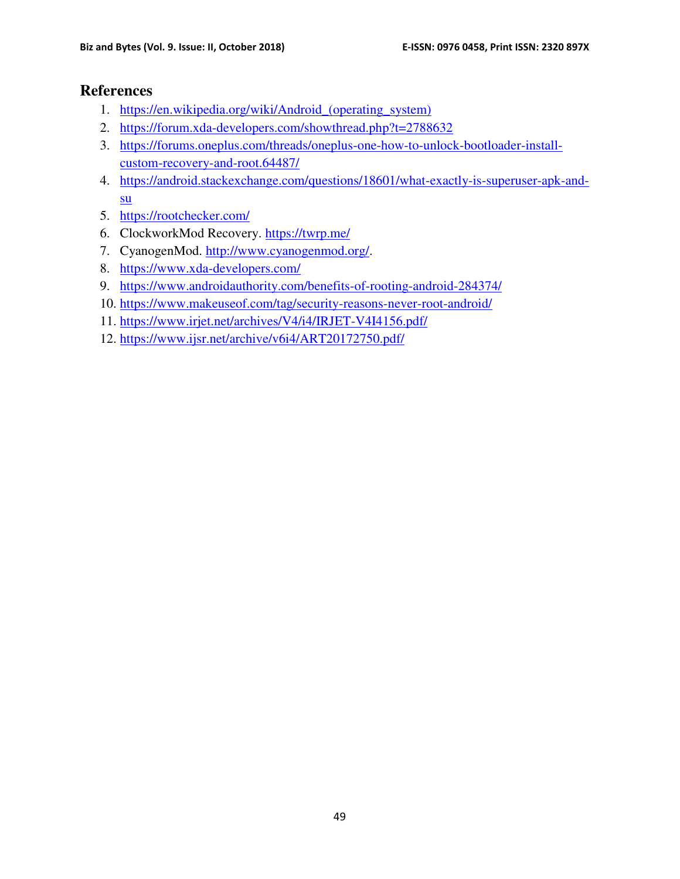## References

1. https://en.wikipedia.org/wiki/Android_(operating_system)
2. https://forum.xda-developers.com/showthread.php?t=2788632
3. https://forums.oneplus.com/threads/oneplus-one-how-to-unlock-bootloader-install-custom-recovery-and-root.64487/
4. https://android.stackexchange.com/questions/18601/what-exactly-is-superuser-apk-and-su
5. https://rootchecker.com/
6. ClockworkMod Recovery. https://twrp.me/
7. CyanogenMod. http://www.cyanogenmod.org/.
8. https://www.xda-developers.com/
9. https://www.androidauthority.com/benefits-of-rooting-android-284374/
10. https://www.makeuseof.com/tag/security-reasons-never-root-android/
11. https://www.irjet.net/archives/V4/i4/IRJET-V4I4156.pdf/
12. https://www.ijsr.net/archive/v6i4/ART20172750.pdf/